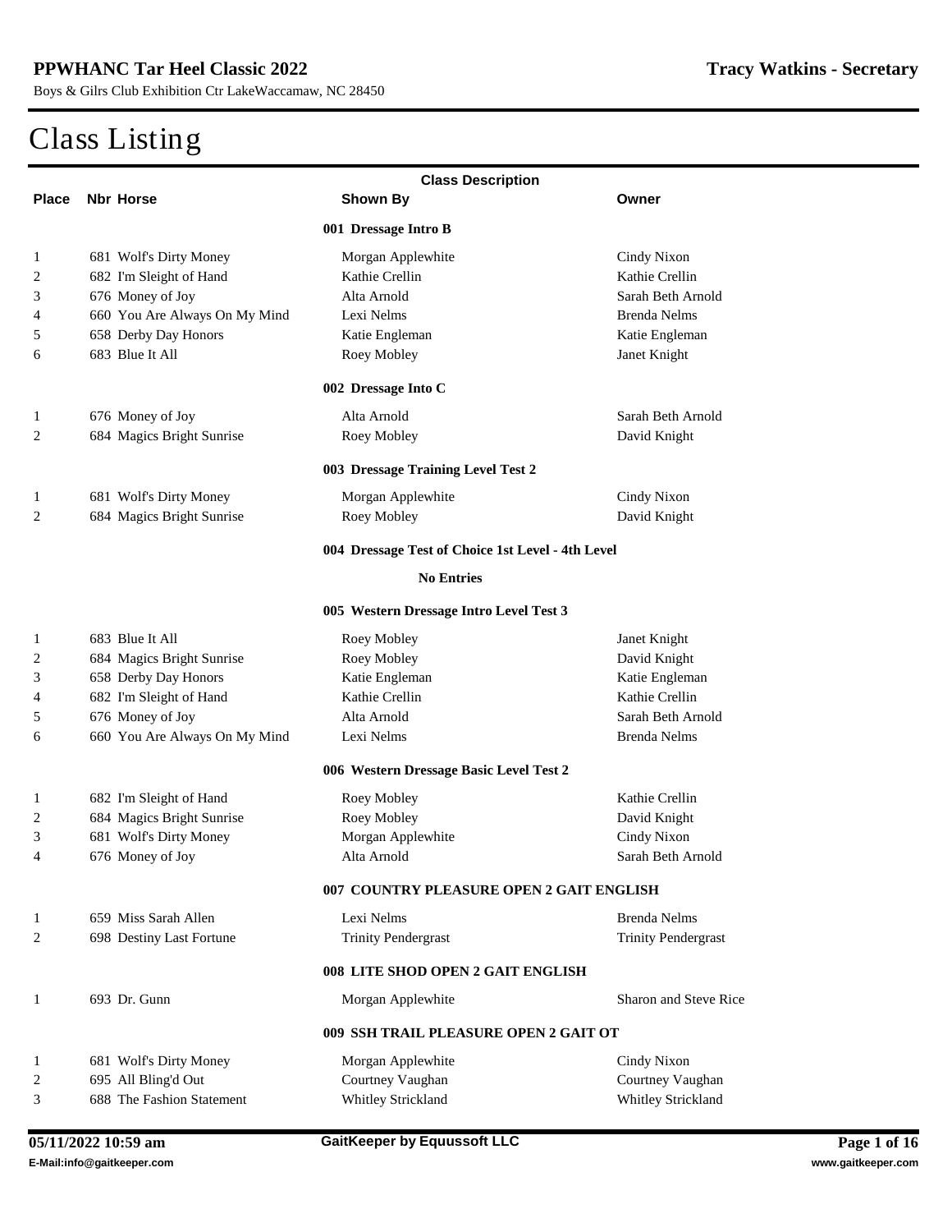**PPWHANC Tar Heel Classic 2022**

Boys & Gilrs Club Exhibition Ctr LakeWaccamaw, NC 28450

**Tracy Watkins - Secretary**

# Class Listing

| Place | Nbr | Horse | Shown By | Owner |
|---|---|---|---|---|
| | | | **001 Dressage Intro B** | |
| 1 | 681 | Wolf's Dirty Money | Morgan Applewhite | Cindy Nixon |
| 2 | 682 | I'm Sleight of Hand | Kathie Crellin | Kathie Crellin |
| 3 | 676 | Money of Joy | Alta Arnold | Sarah Beth Arnold |
| 4 | 660 | You Are Always On My Mind | Lexi Nelms | Brenda Nelms |
| 5 | 658 | Derby Day Honors | Katie Engleman | Katie Engleman |
| 6 | 683 | Blue It All | Roey Mobley | Janet Knight |
| | | | **002 Dressage Into C** | |
| 1 | 676 | Money of Joy | Alta Arnold | Sarah Beth Arnold |
| 2 | 684 | Magics Bright Sunrise | Roey Mobley | David Knight |
| | | | **003 Dressage Training Level Test 2** | |
| 1 | 681 | Wolf's Dirty Money | Morgan Applewhite | Cindy Nixon |
| 2 | 684 | Magics Bright Sunrise | Roey Mobley | David Knight |
| | | | **004 Dressage Test of Choice 1st Level - 4th Level** | |
| | | | **No Entries** | |
| | | | **005 Western Dressage Intro Level Test 3** | |
| 1 | 683 | Blue It All | Roey Mobley | Janet Knight |
| 2 | 684 | Magics Bright Sunrise | Roey Mobley | David Knight |
| 3 | 658 | Derby Day Honors | Katie Engleman | Katie Engleman |
| 4 | 682 | I'm Sleight of Hand | Kathie Crellin | Kathie Crellin |
| 5 | 676 | Money of Joy | Alta Arnold | Sarah Beth Arnold |
| 6 | 660 | You Are Always On My Mind | Lexi Nelms | Brenda Nelms |
| | | | **006 Western Dressage Basic Level Test 2** | |
| 1 | 682 | I'm Sleight of Hand | Roey Mobley | Kathie Crellin |
| 2 | 684 | Magics Bright Sunrise | Roey Mobley | David Knight |
| 3 | 681 | Wolf's Dirty Money | Morgan Applewhite | Cindy Nixon |
| 4 | 676 | Money of Joy | Alta Arnold | Sarah Beth Arnold |
| | | | **007 COUNTRY PLEASURE OPEN 2 GAIT ENGLISH** | |
| 1 | 659 | Miss Sarah Allen | Lexi Nelms | Brenda Nelms |
| 2 | 698 | Destiny Last Fortune | Trinity Pendergrast | Trinity Pendergrast |
| | | | **008 LITE SHOD OPEN 2 GAIT ENGLISH** | |
| 1 | 693 | Dr. Gunn | Morgan Applewhite | Sharon and Steve Rice |
| | | | **009 SSH TRAIL PLEASURE OPEN 2 GAIT OT** | |
| 1 | 681 | Wolf's Dirty Money | Morgan Applewhite | Cindy Nixon |
| 2 | 695 | All Bling'd Out | Courtney Vaughan | Courtney Vaughan |
| 3 | 688 | The Fashion Statement | Whitley Strickland | Whitley Strickland |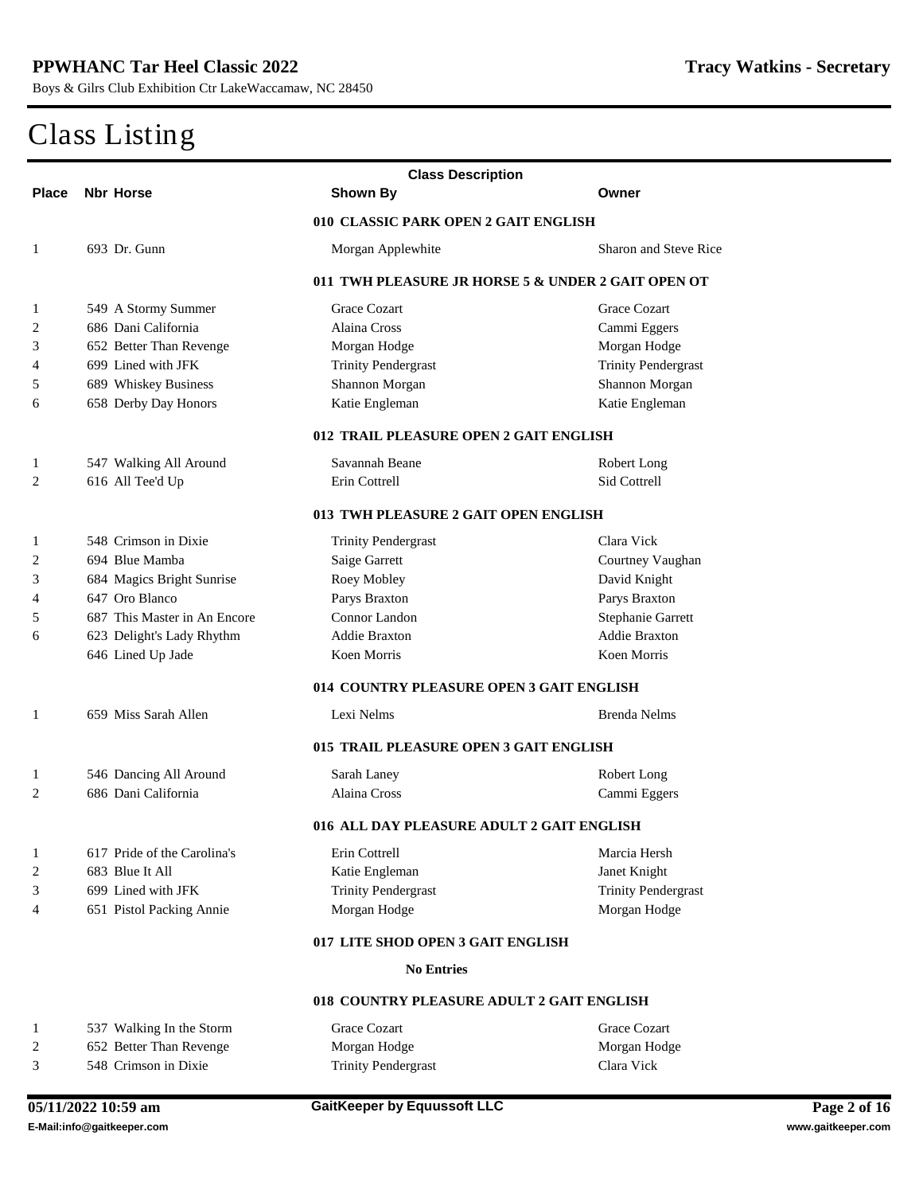# Class Listing

| Place | Nbr | Horse | Shown By | Owner |
|---|---|---|---|---|
| | | | **010 CLASSIC PARK OPEN 2 GAIT ENGLISH** | |
| 1 | 693 | Dr. Gunn | Morgan Applewhite | Sharon and Steve Rice |
| | | | **011 TWH PLEASURE JR HORSE 5 & UNDER 2 GAIT OPEN OT** | |
| 1 | 549 | A Stormy Summer | Grace Cozart | Grace Cozart |
| 2 | 686 | Dani California | Alaina Cross | Cammi Eggers |
| 3 | 652 | Better Than Revenge | Morgan Hodge | Morgan Hodge |
| 4 | 699 | Lined with JFK | Trinity Pendergrast | Trinity Pendergrast |
| 5 | 689 | Whiskey Business | Shannon Morgan | Shannon Morgan |
| 6 | 658 | Derby Day Honors | Katie Engleman | Katie Engleman |
| | | | **012 TRAIL PLEASURE OPEN 2 GAIT ENGLISH** | |
| 1 | 547 | Walking All Around | Savannah Beane | Robert Long |
| 2 | 616 | All Tee'd Up | Erin Cottrell | Sid Cottrell |
| | | | **013 TWH PLEASURE 2 GAIT OPEN ENGLISH** | |
| 1 | 548 | Crimson in Dixie | Trinity Pendergrast | Clara Vick |
| 2 | 694 | Blue Mamba | Saige Garrett | Courtney Vaughan |
| 3 | 684 | Magics Bright Sunrise | Roey Mobley | David Knight |
| 4 | 647 | Oro Blanco | Parys Braxton | Parys Braxton |
| 5 | 687 | This Master in An Encore | Connor Landon | Stephanie Garrett |
| 6 | 623 | Delight's Lady Rhythm | Addie Braxton | Addie Braxton |
| | 646 | Lined Up Jade | Koen Morris | Koen Morris |
| | | | **014 COUNTRY PLEASURE OPEN 3 GAIT ENGLISH** | |
| 1 | 659 | Miss Sarah Allen | Lexi Nelms | Brenda Nelms |
| | | | **015 TRAIL PLEASURE OPEN 3 GAIT ENGLISH** | |
| 1 | 546 | Dancing All Around | Sarah Laney | Robert Long |
| 2 | 686 | Dani California | Alaina Cross | Cammi Eggers |
| | | | **016 ALL DAY PLEASURE ADULT 2 GAIT ENGLISH** | |
| 1 | 617 | Pride of the Carolina's | Erin Cottrell | Marcia Hersh |
| 2 | 683 | Blue It All | Katie Engleman | Janet Knight |
| 3 | 699 | Lined with JFK | Trinity Pendergrast | Trinity Pendergrast |
| 4 | 651 | Pistol Packing Annie | Morgan Hodge | Morgan Hodge |
| | | | **017 LITE SHOD OPEN 3 GAIT ENGLISH** | |
| | | | **No Entries** | |
| | | | **018 COUNTRY PLEASURE ADULT 2 GAIT ENGLISH** | |
| 1 | 537 | Walking In the Storm | Grace Cozart | Grace Cozart |
| 2 | 652 | Better Than Revenge | Morgan Hodge | Morgan Hodge |
| 3 | 548 | Crimson in Dixie | Trinity Pendergrast | Clara Vick |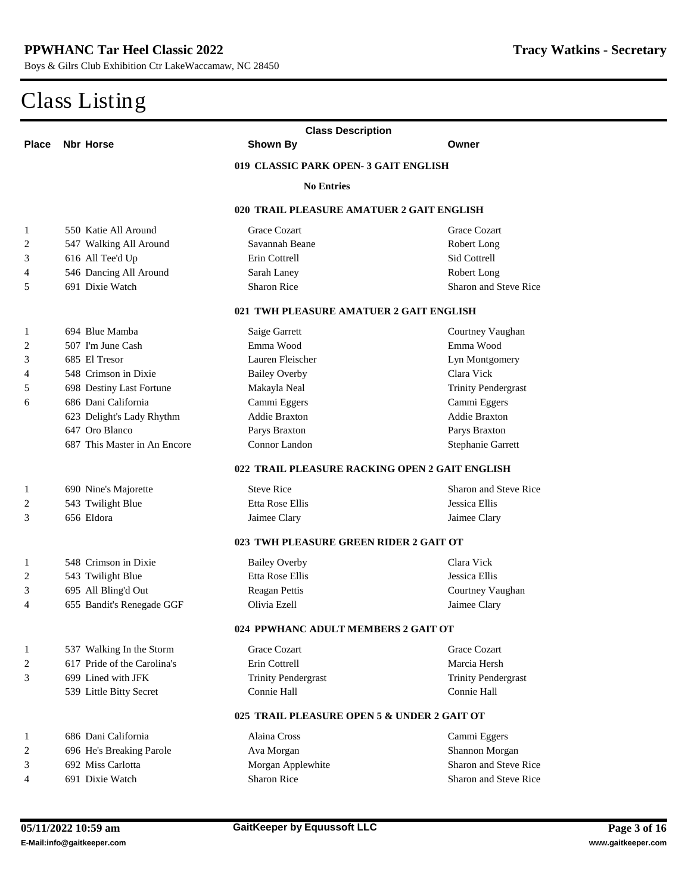# Class Listing

| Place | Nbr | Horse | Shown By | Owner |
|---|---|---|---|---|
| | | **019 CLASSIC PARK OPEN- 3 GAIT ENGLISH** | | |
| | | **No Entries** | | |
| | | **020 TRAIL PLEASURE AMATUER 2 GAIT ENGLISH** | | |
| 1 | 550 | Katie All Around | Grace Cozart | Grace Cozart |
| 2 | 547 | Walking All Around | Savannah Beane | Robert Long |
| 3 | 616 | All Tee'd Up | Erin Cottrell | Sid Cottrell |
| 4 | 546 | Dancing All Around | Sarah Laney | Robert Long |
| 5 | 691 | Dixie Watch | Sharon Rice | Sharon and Steve Rice |
| | | **021 TWH PLEASURE AMATUER 2 GAIT ENGLISH** | | |
| 1 | 694 | Blue Mamba | Saige Garrett | Courtney Vaughan |
| 2 | 507 | I'm June Cash | Emma Wood | Emma Wood |
| 3 | 685 | El Tresor | Lauren Fleischer | Lyn Montgomery |
| 4 | 548 | Crimson in Dixie | Bailey Overby | Clara Vick |
| 5 | 698 | Destiny Last Fortune | Makayla Neal | Trinity Pendergrast |
| 6 | 686 | Dani California | Cammi Eggers | Cammi Eggers |
| | 623 | Delight's Lady Rhythm | Addie Braxton | Addie Braxton |
| | 647 | Oro Blanco | Parys Braxton | Parys Braxton |
| | 687 | This Master in An Encore | Connor Landon | Stephanie Garrett |
| | | **022 TRAIL PLEASURE RACKING OPEN 2 GAIT ENGLISH** | | |
| 1 | 690 | Nine's Majorette | Steve Rice | Sharon and Steve Rice |
| 2 | 543 | Twilight Blue | Etta Rose Ellis | Jessica Ellis |
| 3 | 656 | Eldora | Jaimee Clary | Jaimee Clary |
| | | **023 TWH PLEASURE GREEN RIDER 2 GAIT OT** | | |
| 1 | 548 | Crimson in Dixie | Bailey Overby | Clara Vick |
| 2 | 543 | Twilight Blue | Etta Rose Ellis | Jessica Ellis |
| 3 | 695 | All Bling'd Out | Reagan Pettis | Courtney Vaughan |
| 4 | 655 | Bandit's Renegade GGF | Olivia Ezell | Jaimee Clary |
| | | **024 PPWHANC ADULT MEMBERS 2 GAIT OT** | | |
| 1 | 537 | Walking In the Storm | Grace Cozart | Grace Cozart |
| 2 | 617 | Pride of the Carolina's | Erin Cottrell | Marcia Hersh |
| 3 | 699 | Lined with JFK | Trinity Pendergrast | Trinity Pendergrast |
| | 539 | Little Bitty Secret | Connie Hall | Connie Hall |
| | | **025 TRAIL PLEASURE OPEN 5 & UNDER 2 GAIT OT** | | |
| 1 | 686 | Dani California | Alaina Cross | Cammi Eggers |
| 2 | 696 | He's Breaking Parole | Ava Morgan | Shannon Morgan |
| 3 | 692 | Miss Carlotta | Morgan Applewhite | Sharon and Steve Rice |
| 4 | 691 | Dixie Watch | Sharon Rice | Sharon and Steve Rice |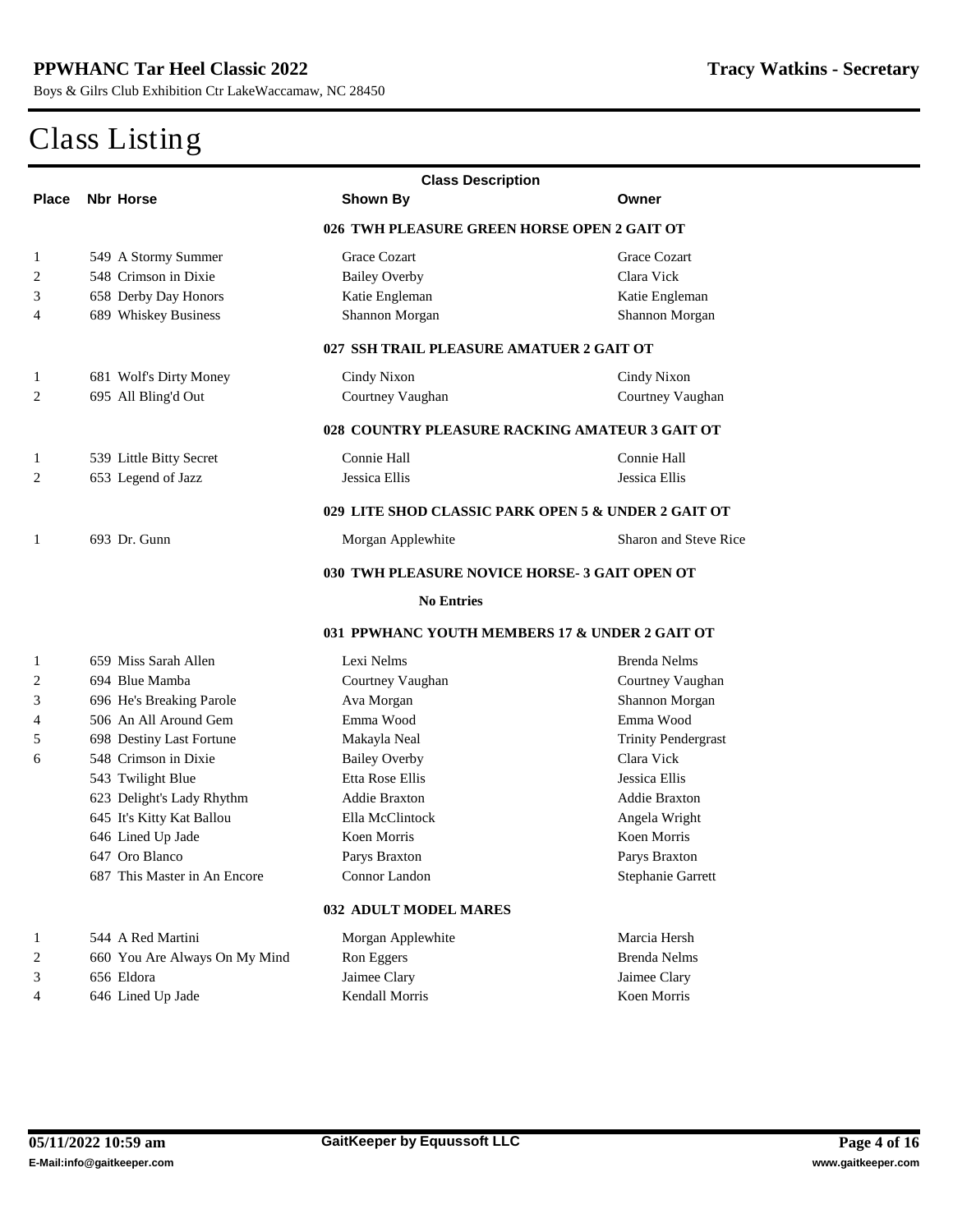# Class Listing

| Place | Nbr | Horse | Shown By | Owner |
|---|---|---|---|---|
| | | **026 TWH PLEASURE GREEN HORSE OPEN 2 GAIT OT** | | |
| 1 | 549 | A Stormy Summer | Grace Cozart | Grace Cozart |
| 2 | 548 | Crimson in Dixie | Bailey Overby | Clara Vick |
| 3 | 658 | Derby Day Honors | Katie Engleman | Katie Engleman |
| 4 | 689 | Whiskey Business | Shannon Morgan | Shannon Morgan |
| | | **027 SSH TRAIL PLEASURE AMATUER 2 GAIT OT** | | |
| 1 | 681 | Wolf's Dirty Money | Cindy Nixon | Cindy Nixon |
| 2 | 695 | All Bling'd Out | Courtney Vaughan | Courtney Vaughan |
| | | **028 COUNTRY PLEASURE RACKING AMATEUR 3 GAIT OT** | | |
| 1 | 539 | Little Bitty Secret | Connie Hall | Connie Hall |
| 2 | 653 | Legend of Jazz | Jessica Ellis | Jessica Ellis |
| | | **029 LITE SHOD CLASSIC PARK OPEN 5 & UNDER 2 GAIT OT** | | |
| 1 | 693 | Dr. Gunn | Morgan Applewhite | Sharon and Steve Rice |
| | | **030 TWH PLEASURE NOVICE HORSE- 3 GAIT OPEN OT** | | |
| | | **No Entries** | | |
| | | **031 PPWHANC YOUTH MEMBERS 17 & UNDER 2 GAIT OT** | | |
| 1 | 659 | Miss Sarah Allen | Lexi Nelms | Brenda Nelms |
| 2 | 694 | Blue Mamba | Courtney Vaughan | Courtney Vaughan |
| 3 | 696 | He's Breaking Parole | Ava Morgan | Shannon Morgan |
| 4 | 506 | An All Around Gem | Emma Wood | Emma Wood |
| 5 | 698 | Destiny Last Fortune | Makayla Neal | Trinity Pendergrast |
| 6 | 548 | Crimson in Dixie | Bailey Overby | Clara Vick |
| | 543 | Twilight Blue | Etta Rose Ellis | Jessica Ellis |
| | 623 | Delight's Lady Rhythm | Addie Braxton | Addie Braxton |
| | 645 | It's Kitty Kat Ballou | Ella McClintock | Angela Wright |
| | 646 | Lined Up Jade | Koen Morris | Koen Morris |
| | 647 | Oro Blanco | Parys Braxton | Parys Braxton |
| | 687 | This Master in An Encore | Connor Landon | Stephanie Garrett |
| | | **032 ADULT MODEL MARES** | | |
| 1 | 544 | A Red Martini | Morgan Applewhite | Marcia Hersh |
| 2 | 660 | You Are Always On My Mind | Ron Eggers | Brenda Nelms |
| 3 | 656 | Eldora | Jaimee Clary | Jaimee Clary |
| 4 | 646 | Lined Up Jade | Kendall Morris | Koen Morris |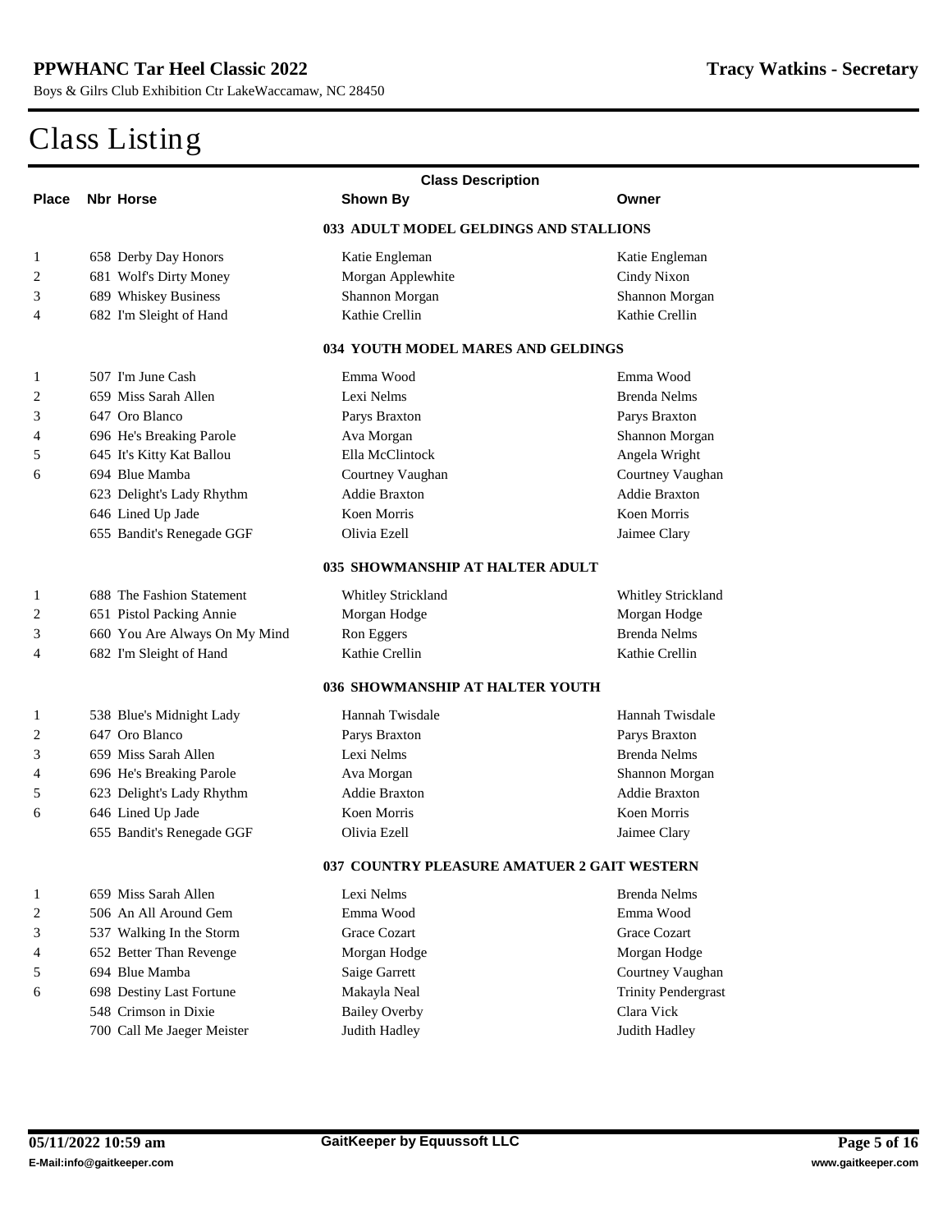# Class Listing

| Place | Nbr | Horse | Shown By | Owner |
|---|---|---|---|---|
| | | **033 ADULT MODEL GELDINGS AND STALLIONS** | | |
| 1 | 658 | Derby Day Honors | Katie Engleman | Katie Engleman |
| 2 | 681 | Wolf's Dirty Money | Morgan Applewhite | Cindy Nixon |
| 3 | 689 | Whiskey Business | Shannon Morgan | Shannon Morgan |
| 4 | 682 | I'm Sleight of Hand | Kathie Crellin | Kathie Crellin |
| | | **034 YOUTH MODEL MARES AND GELDINGS** | | |
| 1 | 507 | I'm June Cash | Emma Wood | Emma Wood |
| 2 | 659 | Miss Sarah Allen | Lexi Nelms | Brenda Nelms |
| 3 | 647 | Oro Blanco | Parys Braxton | Parys Braxton |
| 4 | 696 | He's Breaking Parole | Ava Morgan | Shannon Morgan |
| 5 | 645 | It's Kitty Kat Ballou | Ella McClintock | Angela Wright |
| 6 | 694 | Blue Mamba | Courtney Vaughan | Courtney Vaughan |
| | 623 | Delight's Lady Rhythm | Addie Braxton | Addie Braxton |
| | 646 | Lined Up Jade | Koen Morris | Koen Morris |
| | 655 | Bandit's Renegade GGF | Olivia Ezell | Jaimee Clary |
| | | **035 SHOWMANSHIP AT HALTER ADULT** | | |
| 1 | 688 | The Fashion Statement | Whitley Strickland | Whitley Strickland |
| 2 | 651 | Pistol Packing Annie | Morgan Hodge | Morgan Hodge |
| 3 | 660 | You Are Always On My Mind | Ron Eggers | Brenda Nelms |
| 4 | 682 | I'm Sleight of Hand | Kathie Crellin | Kathie Crellin |
| | | **036 SHOWMANSHIP AT HALTER YOUTH** | | |
| 1 | 538 | Blue's Midnight Lady | Hannah Twisdale | Hannah Twisdale |
| 2 | 647 | Oro Blanco | Parys Braxton | Parys Braxton |
| 3 | 659 | Miss Sarah Allen | Lexi Nelms | Brenda Nelms |
| 4 | 696 | He's Breaking Parole | Ava Morgan | Shannon Morgan |
| 5 | 623 | Delight's Lady Rhythm | Addie Braxton | Addie Braxton |
| 6 | 646 | Lined Up Jade | Koen Morris | Koen Morris |
| | 655 | Bandit's Renegade GGF | Olivia Ezell | Jaimee Clary |
| | | **037 COUNTRY PLEASURE AMATUER 2 GAIT WESTERN** | | |
| 1 | 659 | Miss Sarah Allen | Lexi Nelms | Brenda Nelms |
| 2 | 506 | An All Around Gem | Emma Wood | Emma Wood |
| 3 | 537 | Walking In the Storm | Grace Cozart | Grace Cozart |
| 4 | 652 | Better Than Revenge | Morgan Hodge | Morgan Hodge |
| 5 | 694 | Blue Mamba | Saige Garrett | Courtney Vaughan |
| 6 | 698 | Destiny Last Fortune | Makayla Neal | Trinity Pendergrast |
| | 548 | Crimson in Dixie | Bailey Overby | Clara Vick |
| | 700 | Call Me Jaeger Meister | Judith Hadley | Judith Hadley |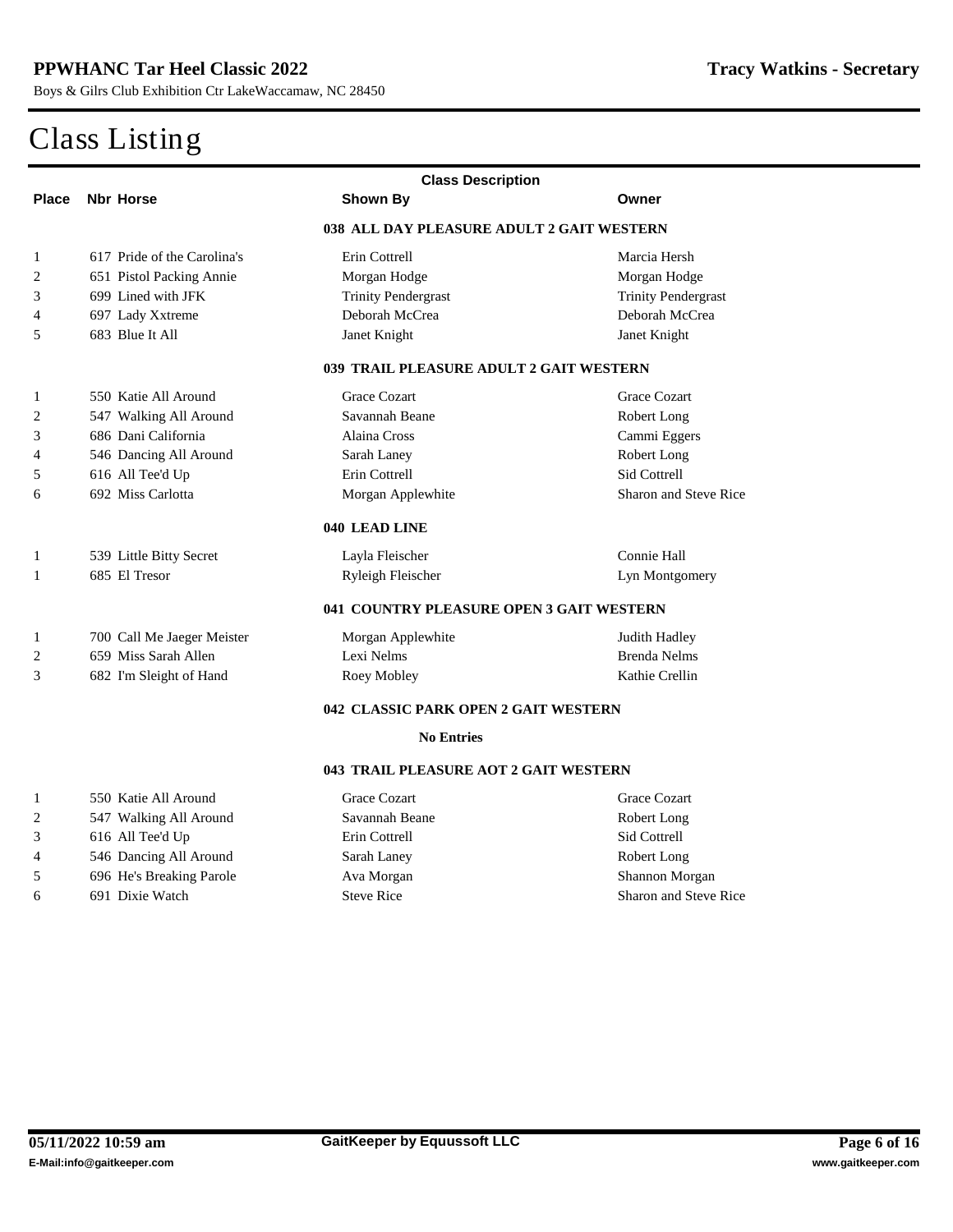# Class Listing

| Place | Nbr | Horse | Shown By | Owner |
|---|---|---|---|---|
| | | **038 ALL DAY PLEASURE ADULT 2 GAIT WESTERN** | | |
| 1 | 617 | Pride of the Carolina's | Erin Cottrell | Marcia Hersh |
| 2 | 651 | Pistol Packing Annie | Morgan Hodge | Morgan Hodge |
| 3 | 699 | Lined with JFK | Trinity Pendergrast | Trinity Pendergrast |
| 4 | 697 | Lady Xxtreme | Deborah McCrea | Deborah McCrea |
| 5 | 683 | Blue It All | Janet Knight | Janet Knight |
| | | **039 TRAIL PLEASURE ADULT 2 GAIT WESTERN** | | |
| 1 | 550 | Katie All Around | Grace Cozart | Grace Cozart |
| 2 | 547 | Walking All Around | Savannah Beane | Robert Long |
| 3 | 686 | Dani California | Alaina Cross | Cammi Eggers |
| 4 | 546 | Dancing All Around | Sarah Laney | Robert Long |
| 5 | 616 | All Tee'd Up | Erin Cottrell | Sid Cottrell |
| 6 | 692 | Miss Carlotta | Morgan Applewhite | Sharon and Steve Rice |
| | | **040 LEAD LINE** | | |
| 1 | 539 | Little Bitty Secret | Layla Fleischer | Connie Hall |
| 1 | 685 | El Tresor | Ryleigh Fleischer | Lyn Montgomery |
| | | **041 COUNTRY PLEASURE OPEN 3 GAIT WESTERN** | | |
| 1 | 700 | Call Me Jaeger Meister | Morgan Applewhite | Judith Hadley |
| 2 | 659 | Miss Sarah Allen | Lexi Nelms | Brenda Nelms |
| 3 | 682 | I'm Sleight of Hand | Roey Mobley | Kathie Crellin |
| | | **042 CLASSIC PARK OPEN 2 GAIT WESTERN** | | |
| | | **No Entries** | | |
| | | **043 TRAIL PLEASURE AOT 2 GAIT WESTERN** | | |
| 1 | 550 | Katie All Around | Grace Cozart | Grace Cozart |
| 2 | 547 | Walking All Around | Savannah Beane | Robert Long |
| 3 | 616 | All Tee'd Up | Erin Cottrell | Sid Cottrell |
| 4 | 546 | Dancing All Around | Sarah Laney | Robert Long |
| 5 | 696 | He's Breaking Parole | Ava Morgan | Shannon Morgan |
| 6 | 691 | Dixie Watch | Steve Rice | Sharon and Steve Rice |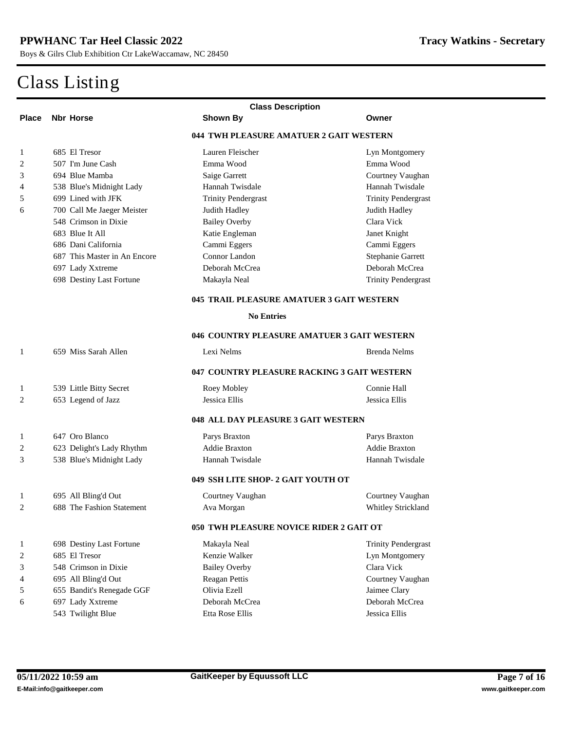# Class Listing

| Place | Nbr | Horse | Shown By | Owner |
|---|---|---|---|---|
| | | **044 TWH PLEASURE AMATUER 2 GAIT WESTERN** | | |
| 1 | 685 | El Tresor | Lauren Fleischer | Lyn Montgomery |
| 2 | 507 | I'm June Cash | Emma Wood | Emma Wood |
| 3 | 694 | Blue Mamba | Saige Garrett | Courtney Vaughan |
| 4 | 538 | Blue's Midnight Lady | Hannah Twisdale | Hannah Twisdale |
| 5 | 699 | Lined with JFK | Trinity Pendergrast | Trinity Pendergrast |
| 6 | 700 | Call Me Jaeger Meister | Judith Hadley | Judith Hadley |
| | 548 | Crimson in Dixie | Bailey Overby | Clara Vick |
| | 683 | Blue It All | Katie Engleman | Janet Knight |
| | 686 | Dani California | Cammi Eggers | Cammi Eggers |
| | 687 | This Master in An Encore | Connor Landon | Stephanie Garrett |
| | 697 | Lady Xxtreme | Deborah McCrea | Deborah McCrea |
| | 698 | Destiny Last Fortune | Makayla Neal | Trinity Pendergrast |
| | | **045 TRAIL PLEASURE AMATUER 3 GAIT WESTERN** | | |
| | | **No Entries** | | |
| | | **046 COUNTRY PLEASURE AMATUER 3 GAIT WESTERN** | | |
| 1 | 659 | Miss Sarah Allen | Lexi Nelms | Brenda Nelms |
| | | **047 COUNTRY PLEASURE RACKING 3 GAIT WESTERN** | | |
| 1 | 539 | Little Bitty Secret | Roey Mobley | Connie Hall |
| 2 | 653 | Legend of Jazz | Jessica Ellis | Jessica Ellis |
| | | **048 ALL DAY PLEASURE 3 GAIT WESTERN** | | |
| 1 | 647 | Oro Blanco | Parys Braxton | Parys Braxton |
| 2 | 623 | Delight's Lady Rhythm | Addie Braxton | Addie Braxton |
| 3 | 538 | Blue's Midnight Lady | Hannah Twisdale | Hannah Twisdale |
| | | **049 SSH LITE SHOP- 2 GAIT YOUTH OT** | | |
| 1 | 695 | All Bling'd Out | Courtney Vaughan | Courtney Vaughan |
| 2 | 688 | The Fashion Statement | Ava Morgan | Whitley Strickland |
| | | **050 TWH PLEASURE NOVICE RIDER 2 GAIT OT** | | |
| 1 | 698 | Destiny Last Fortune | Makayla Neal | Trinity Pendergrast |
| 2 | 685 | El Tresor | Kenzie Walker | Lyn Montgomery |
| 3 | 548 | Crimson in Dixie | Bailey Overby | Clara Vick |
| 4 | 695 | All Bling'd Out | Reagan Pettis | Courtney Vaughan |
| 5 | 655 | Bandit's Renegade GGF | Olivia Ezell | Jaimee Clary |
| 6 | 697 | Lady Xxtreme | Deborah McCrea | Deborah McCrea |
| | 543 | Twilight Blue | Etta Rose Ellis | Jessica Ellis |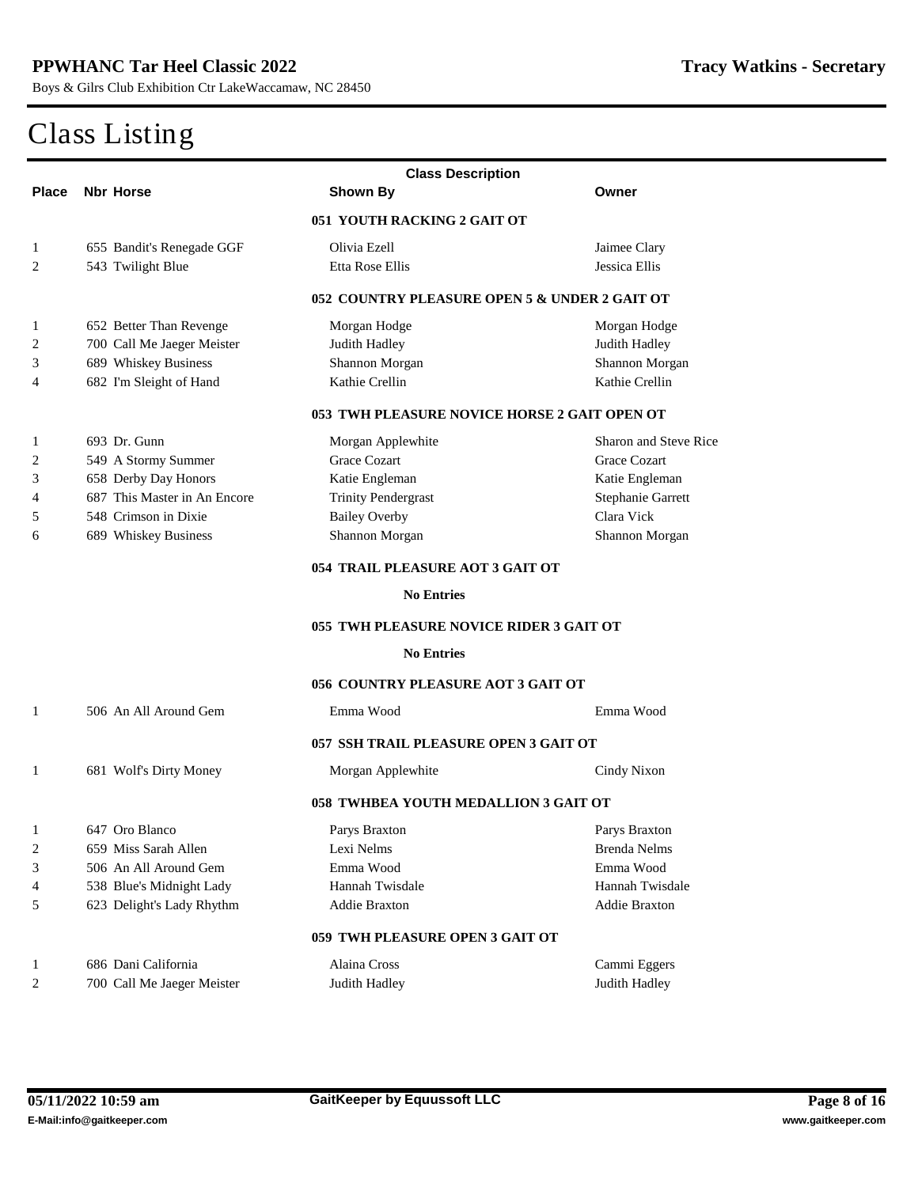# Class Listing

| Place | Nbr | Horse | Shown By | Owner |
|---|---|---|---|---|
| | | | **051 YOUTH RACKING 2 GAIT OT** | |
| 1 | 655 | Bandit's Renegade GGF | Olivia Ezell | Jaimee Clary |
| 2 | 543 | Twilight Blue | Etta Rose Ellis | Jessica Ellis |
| | | | **052 COUNTRY PLEASURE OPEN 5 & UNDER 2 GAIT OT** | |
| 1 | 652 | Better Than Revenge | Morgan Hodge | Morgan Hodge |
| 2 | 700 | Call Me Jaeger Meister | Judith Hadley | Judith Hadley |
| 3 | 689 | Whiskey Business | Shannon Morgan | Shannon Morgan |
| 4 | 682 | I'm Sleight of Hand | Kathie Crellin | Kathie Crellin |
| | | | **053 TWH PLEASURE NOVICE HORSE 2 GAIT OPEN OT** | |
| 1 | 693 | Dr. Gunn | Morgan Applewhite | Sharon and Steve Rice |
| 2 | 549 | A Stormy Summer | Grace Cozart | Grace Cozart |
| 3 | 658 | Derby Day Honors | Katie Engleman | Katie Engleman |
| 4 | 687 | This Master in An Encore | Trinity Pendergrast | Stephanie Garrett |
| 5 | 548 | Crimson in Dixie | Bailey Overby | Clara Vick |
| 6 | 689 | Whiskey Business | Shannon Morgan | Shannon Morgan |
| | | | **054 TRAIL PLEASURE AOT 3 GAIT OT** | |
| | | | **No Entries** | |
| | | | **055 TWH PLEASURE NOVICE RIDER 3 GAIT OT** | |
| | | | **No Entries** | |
| | | | **056 COUNTRY PLEASURE AOT 3 GAIT OT** | |
| 1 | 506 | An All Around Gem | Emma Wood | Emma Wood |
| | | | **057 SSH TRAIL PLEASURE OPEN 3 GAIT OT** | |
| 1 | 681 | Wolf's Dirty Money | Morgan Applewhite | Cindy Nixon |
| | | | **058 TWHBEA YOUTH MEDALLION 3 GAIT OT** | |
| 1 | 647 | Oro Blanco | Parys Braxton | Parys Braxton |
| 2 | 659 | Miss Sarah Allen | Lexi Nelms | Brenda Nelms |
| 3 | 506 | An All Around Gem | Emma Wood | Emma Wood |
| 4 | 538 | Blue's Midnight Lady | Hannah Twisdale | Hannah Twisdale |
| 5 | 623 | Delight's Lady Rhythm | Addie Braxton | Addie Braxton |
| | | | **059 TWH PLEASURE OPEN 3 GAIT OT** | |
| 1 | 686 | Dani California | Alaina Cross | Cammi Eggers |
| 2 | 700 | Call Me Jaeger Meister | Judith Hadley | Judith Hadley |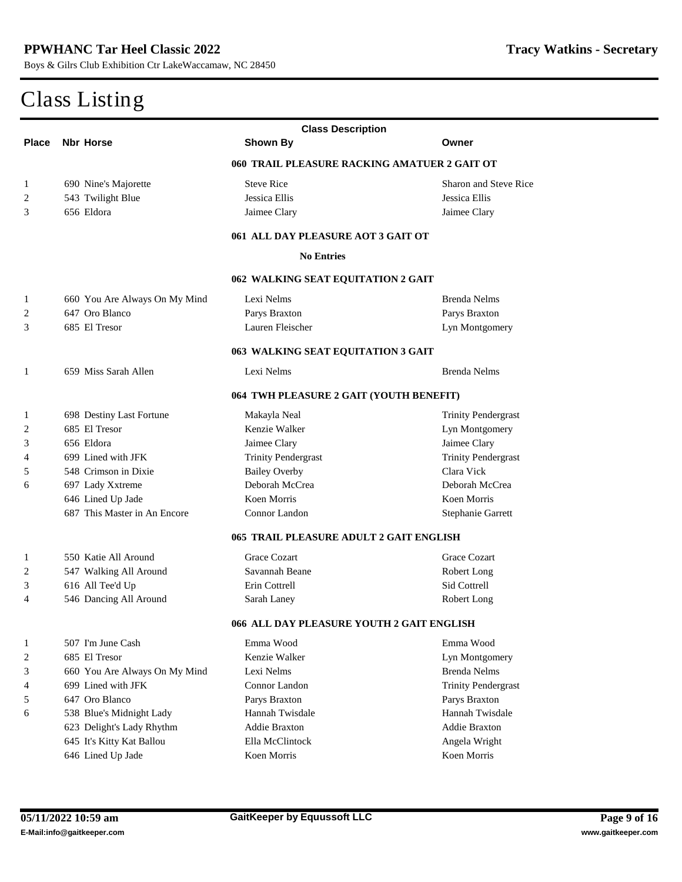# Class Listing

| Place | Nbr | Horse | Shown By | Owner |
|---|---|---|---|---|
| | | **060 TRAIL PLEASURE RACKING AMATUER 2 GAIT OT** | | |
| 1 | 690 | Nine's Majorette | Steve Rice | Sharon and Steve Rice |
| 2 | 543 | Twilight Blue | Jessica Ellis | Jessica Ellis |
| 3 | 656 | Eldora | Jaimee Clary | Jaimee Clary |
| | | **061 ALL DAY PLEASURE AOT 3 GAIT OT** | | |
| | | **No Entries** | | |
| | | **062 WALKING SEAT EQUITATION 2 GAIT** | | |
| 1 | 660 | You Are Always On My Mind | Lexi Nelms | Brenda Nelms |
| 2 | 647 | Oro Blanco | Parys Braxton | Parys Braxton |
| 3 | 685 | El Tresor | Lauren Fleischer | Lyn Montgomery |
| | | **063 WALKING SEAT EQUITATION 3 GAIT** | | |
| 1 | 659 | Miss Sarah Allen | Lexi Nelms | Brenda Nelms |
| | | **064 TWH PLEASURE 2 GAIT (YOUTH BENEFIT)** | | |
| 1 | 698 | Destiny Last Fortune | Makayla Neal | Trinity Pendergrast |
| 2 | 685 | El Tresor | Kenzie Walker | Lyn Montgomery |
| 3 | 656 | Eldora | Jaimee Clary | Jaimee Clary |
| 4 | 699 | Lined with JFK | Trinity Pendergrast | Trinity Pendergrast |
| 5 | 548 | Crimson in Dixie | Bailey Overby | Clara Vick |
| 6 | 697 | Lady Xxtreme | Deborah McCrea | Deborah McCrea |
| | 646 | Lined Up Jade | Koen Morris | Koen Morris |
| | 687 | This Master in An Encore | Connor Landon | Stephanie Garrett |
| | | **065 TRAIL PLEASURE ADULT 2 GAIT ENGLISH** | | |
| 1 | 550 | Katie All Around | Grace Cozart | Grace Cozart |
| 2 | 547 | Walking All Around | Savannah Beane | Robert Long |
| 3 | 616 | All Tee'd Up | Erin Cottrell | Sid Cottrell |
| 4 | 546 | Dancing All Around | Sarah Laney | Robert Long |
| | | **066 ALL DAY PLEASURE YOUTH 2 GAIT ENGLISH** | | |
| 1 | 507 | I'm June Cash | Emma Wood | Emma Wood |
| 2 | 685 | El Tresor | Kenzie Walker | Lyn Montgomery |
| 3 | 660 | You Are Always On My Mind | Lexi Nelms | Brenda Nelms |
| 4 | 699 | Lined with JFK | Connor Landon | Trinity Pendergrast |
| 5 | 647 | Oro Blanco | Parys Braxton | Parys Braxton |
| 6 | 538 | Blue's Midnight Lady | Hannah Twisdale | Hannah Twisdale |
| | 623 | Delight's Lady Rhythm | Addie Braxton | Addie Braxton |
| | 645 | It's Kitty Kat Ballou | Ella McClintock | Angela Wright |
| | 646 | Lined Up Jade | Koen Morris | Koen Morris |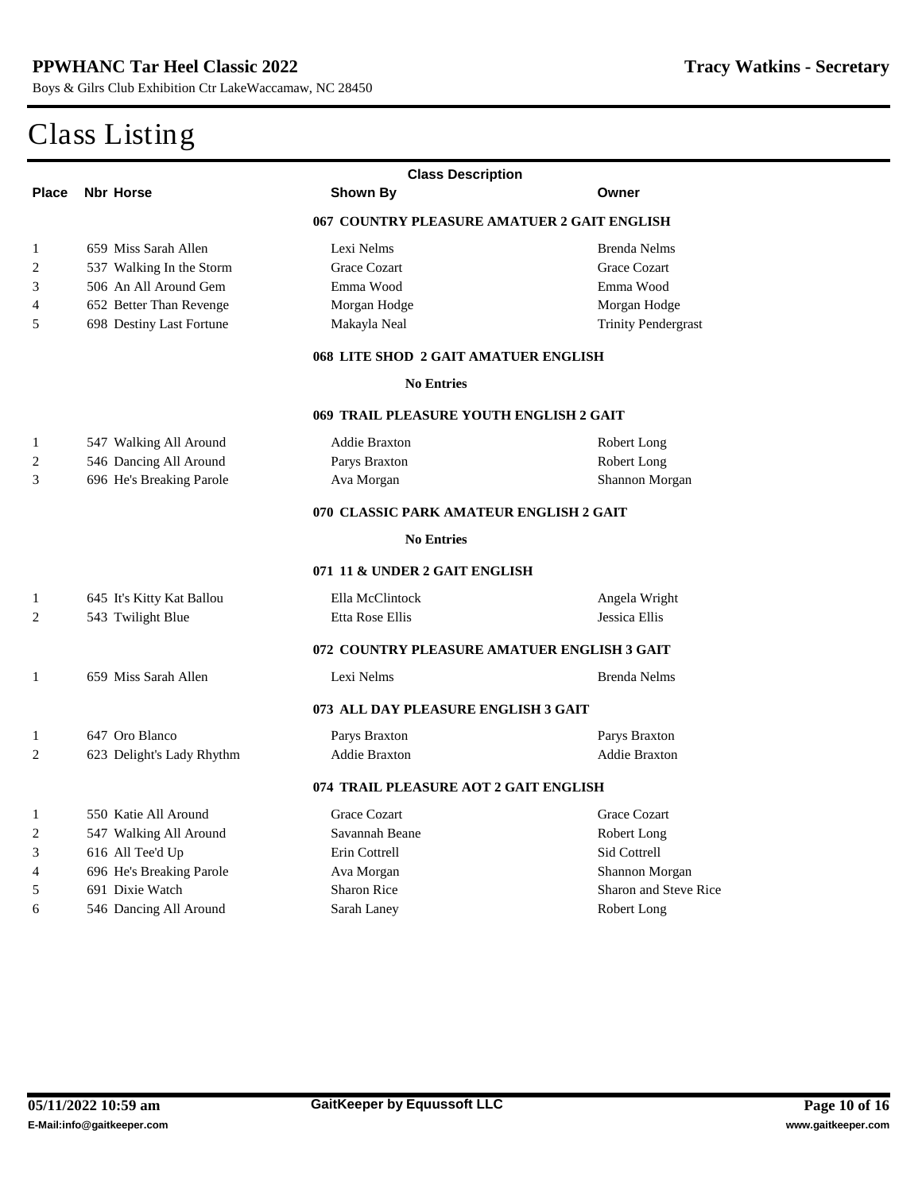# Class Listing

| Place | Nbr Horse | Shown By | Owner |
|---|---|---|---|
| | | **067 COUNTRY PLEASURE AMATUER 2 GAIT ENGLISH** | |
| 1 | 659 Miss Sarah Allen | Lexi Nelms | Brenda Nelms |
| 2 | 537 Walking In the Storm | Grace Cozart | Grace Cozart |
| 3 | 506 An All Around Gem | Emma Wood | Emma Wood |
| 4 | 652 Better Than Revenge | Morgan Hodge | Morgan Hodge |
| 5 | 698 Destiny Last Fortune | Makayla Neal | Trinity Pendergrast |
| | | **068 LITE SHOD 2 GAIT AMATUER ENGLISH** | |
| | | **No Entries** | |
| | | **069 TRAIL PLEASURE YOUTH ENGLISH 2 GAIT** | |
| 1 | 547 Walking All Around | Addie Braxton | Robert Long |
| 2 | 546 Dancing All Around | Parys Braxton | Robert Long |
| 3 | 696 He's Breaking Parole | Ava Morgan | Shannon Morgan |
| | | **070 CLASSIC PARK AMATEUR ENGLISH 2 GAIT** | |
| | | **No Entries** | |
| | | **071 11 & UNDER 2 GAIT ENGLISH** | |
| 1 | 645 It's Kitty Kat Ballou | Ella McClintock | Angela Wright |
| 2 | 543 Twilight Blue | Etta Rose Ellis | Jessica Ellis |
| | | **072 COUNTRY PLEASURE AMATUER ENGLISH 3 GAIT** | |
| 1 | 659 Miss Sarah Allen | Lexi Nelms | Brenda Nelms |
| | | **073 ALL DAY PLEASURE ENGLISH 3 GAIT** | |
| 1 | 647 Oro Blanco | Parys Braxton | Parys Braxton |
| 2 | 623 Delight's Lady Rhythm | Addie Braxton | Addie Braxton |
| | | **074 TRAIL PLEASURE AOT 2 GAIT ENGLISH** | |
| 1 | 550 Katie All Around | Grace Cozart | Grace Cozart |
| 2 | 547 Walking All Around | Savannah Beane | Robert Long |
| 3 | 616 All Tee'd Up | Erin Cottrell | Sid Cottrell |
| 4 | 696 He's Breaking Parole | Ava Morgan | Shannon Morgan |
| 5 | 691 Dixie Watch | Sharon Rice | Sharon and Steve Rice |
| 6 | 546 Dancing All Around | Sarah Laney | Robert Long |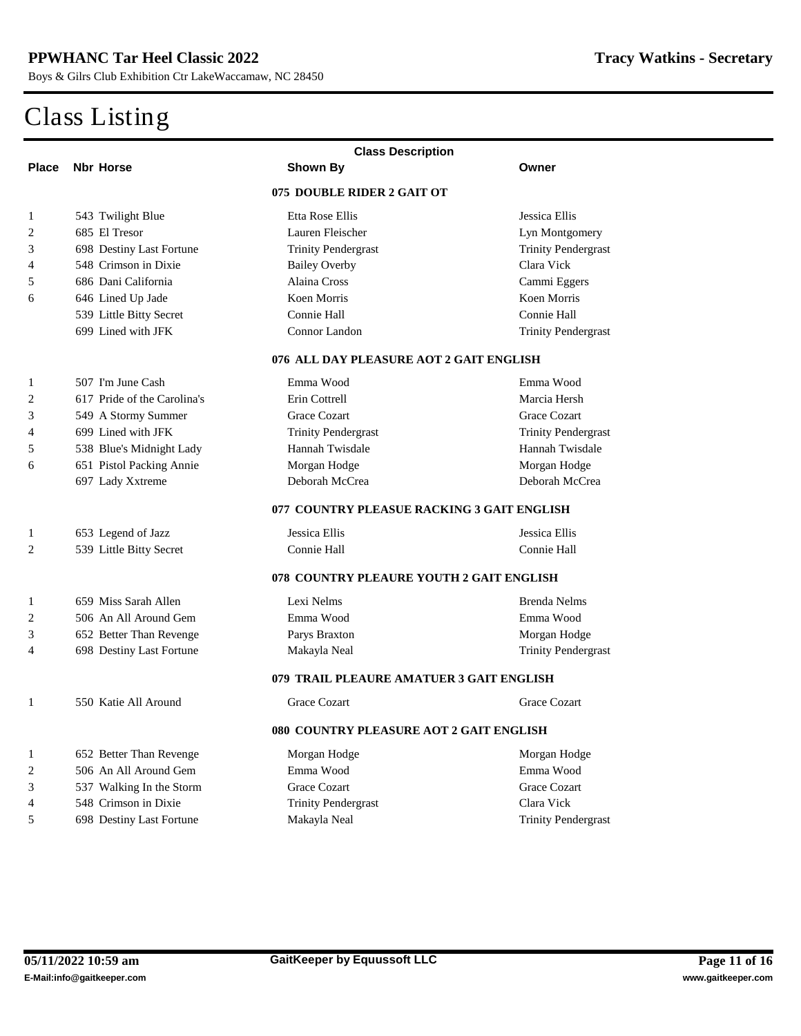# Class Listing

| Place | Nbr Horse | Shown By | Owner |
|---|---|---|---|
| | | **075 DOUBLE RIDER 2 GAIT OT** | |
| 1 | 543 Twilight Blue | Etta Rose Ellis | Jessica Ellis |
| 2 | 685 El Tresor | Lauren Fleischer | Lyn Montgomery |
| 3 | 698 Destiny Last Fortune | Trinity Pendergrast | Trinity Pendergrast |
| 4 | 548 Crimson in Dixie | Bailey Overby | Clara Vick |
| 5 | 686 Dani California | Alaina Cross | Cammi Eggers |
| 6 | 646 Lined Up Jade | Koen Morris | Koen Morris |
| | 539 Little Bitty Secret | Connie Hall | Connie Hall |
| | 699 Lined with JFK | Connor Landon | Trinity Pendergrast |
| | | **076 ALL DAY PLEASURE AOT 2 GAIT ENGLISH** | |
| 1 | 507 I'm June Cash | Emma Wood | Emma Wood |
| 2 | 617 Pride of the Carolina's | Erin Cottrell | Marcia Hersh |
| 3 | 549 A Stormy Summer | Grace Cozart | Grace Cozart |
| 4 | 699 Lined with JFK | Trinity Pendergrast | Trinity Pendergrast |
| 5 | 538 Blue's Midnight Lady | Hannah Twisdale | Hannah Twisdale |
| 6 | 651 Pistol Packing Annie | Morgan Hodge | Morgan Hodge |
| | 697 Lady Xxtreme | Deborah McCrea | Deborah McCrea |
| | | **077 COUNTRY PLEASUE RACKING 3 GAIT ENGLISH** | |
| 1 | 653 Legend of Jazz | Jessica Ellis | Jessica Ellis |
| 2 | 539 Little Bitty Secret | Connie Hall | Connie Hall |
| | | **078 COUNTRY PLEAURE YOUTH 2 GAIT ENGLISH** | |
| 1 | 659 Miss Sarah Allen | Lexi Nelms | Brenda Nelms |
| 2 | 506 An All Around Gem | Emma Wood | Emma Wood |
| 3 | 652 Better Than Revenge | Parys Braxton | Morgan Hodge |
| 4 | 698 Destiny Last Fortune | Makayla Neal | Trinity Pendergrast |
| | | **079 TRAIL PLEAURE AMATUER 3 GAIT ENGLISH** | |
| 1 | 550 Katie All Around | Grace Cozart | Grace Cozart |
| | | **080 COUNTRY PLEASURE AOT 2 GAIT ENGLISH** | |
| 1 | 652 Better Than Revenge | Morgan Hodge | Morgan Hodge |
| 2 | 506 An All Around Gem | Emma Wood | Emma Wood |
| 3 | 537 Walking In the Storm | Grace Cozart | Grace Cozart |
| 4 | 548 Crimson in Dixie | Trinity Pendergrast | Clara Vick |
| 5 | 698 Destiny Last Fortune | Makayla Neal | Trinity Pendergrast |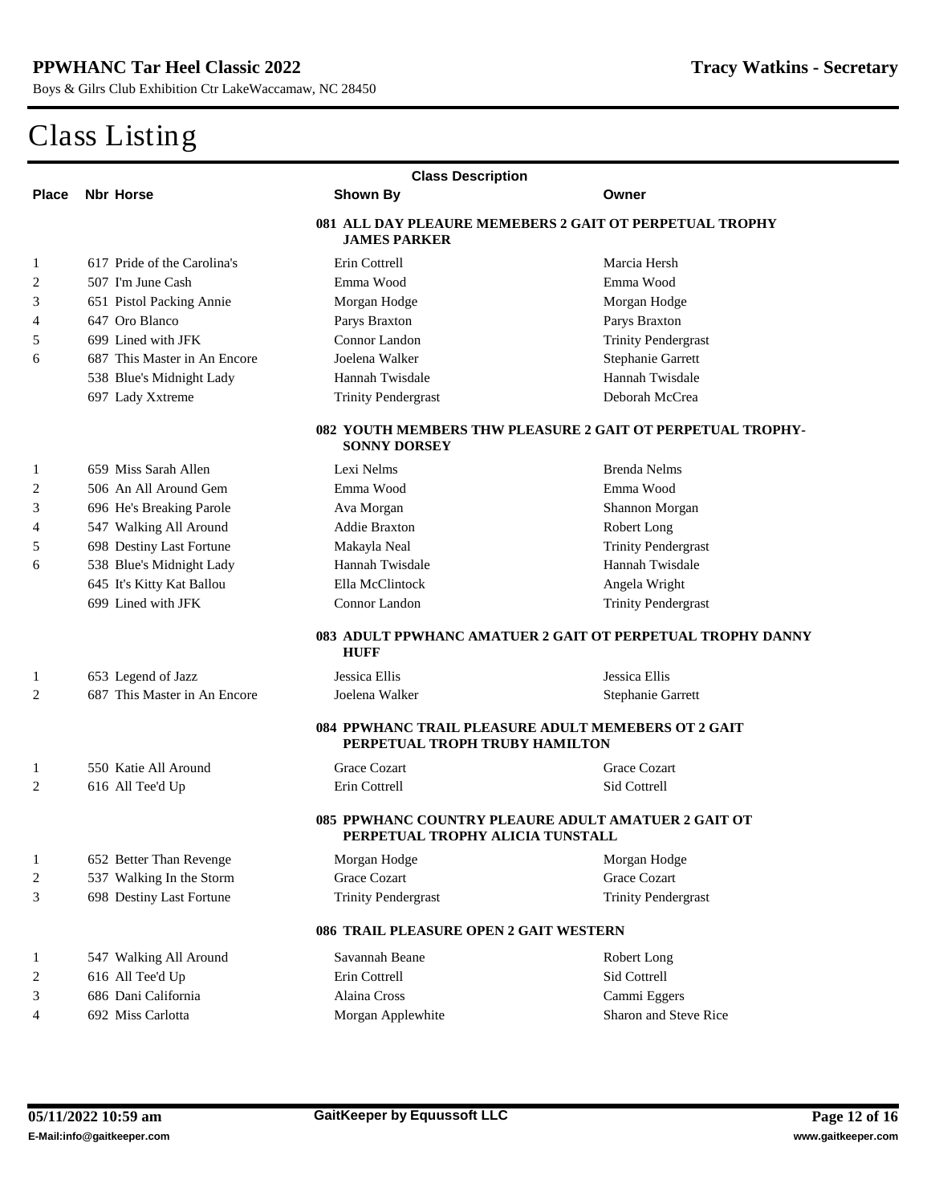# Class Listing

| Place | Nbr Horse | Shown By | Owner |
|---|---|---|---|
| | | **081 ALL DAY PLEAURE MEMEBERS 2 GAIT OT PERPETUAL TROPHY JAMES PARKER** | |
| 1 | 617 Pride of the Carolina's | Erin Cottrell | Marcia Hersh |
| 2 | 507 I'm June Cash | Emma Wood | Emma Wood |
| 3 | 651 Pistol Packing Annie | Morgan Hodge | Morgan Hodge |
| 4 | 647 Oro Blanco | Parys Braxton | Parys Braxton |
| 5 | 699 Lined with JFK | Connor Landon | Trinity Pendergrast |
| 6 | 687 This Master in An Encore | Joelena Walker | Stephanie Garrett |
| | 538 Blue's Midnight Lady | Hannah Twisdale | Hannah Twisdale |
| | 697 Lady Xxtreme | Trinity Pendergrast | Deborah McCrea |
| | | **082 YOUTH MEMBERS THW PLEASURE 2 GAIT OT PERPETUAL TROPHY- SONNY DORSEY** | |
| 1 | 659 Miss Sarah Allen | Lexi Nelms | Brenda Nelms |
| 2 | 506 An All Around Gem | Emma Wood | Emma Wood |
| 3 | 696 He's Breaking Parole | Ava Morgan | Shannon Morgan |
| 4 | 547 Walking All Around | Addie Braxton | Robert Long |
| 5 | 698 Destiny Last Fortune | Makayla Neal | Trinity Pendergrast |
| 6 | 538 Blue's Midnight Lady | Hannah Twisdale | Hannah Twisdale |
| | 645 It's Kitty Kat Ballou | Ella McClintock | Angela Wright |
| | 699 Lined with JFK | Connor Landon | Trinity Pendergrast |
| | | **083 ADULT PPWHANC AMATUER 2 GAIT OT PERPETUAL TROPHY DANNY HUFF** | |
| 1 | 653 Legend of Jazz | Jessica Ellis | Jessica Ellis |
| 2 | 687 This Master in An Encore | Joelena Walker | Stephanie Garrett |
| | | **084 PPWHANC TRAIL PLEASURE ADULT MEMEBERS OT 2 GAIT PERPETUAL TROPH TRUBY HAMILTON** | |
| 1 | 550 Katie All Around | Grace Cozart | Grace Cozart |
| 2 | 616 All Tee'd Up | Erin Cottrell | Sid Cottrell |
| | | **085 PPWHANC COUNTRY PLEAURE ADULT AMATUER 2 GAIT OT PERPETUAL TROPHY ALICIA TUNSTALL** | |
| 1 | 652 Better Than Revenge | Morgan Hodge | Morgan Hodge |
| 2 | 537 Walking In the Storm | Grace Cozart | Grace Cozart |
| 3 | 698 Destiny Last Fortune | Trinity Pendergrast | Trinity Pendergrast |
| | | **086 TRAIL PLEASURE OPEN 2 GAIT WESTERN** | |
| 1 | 547 Walking All Around | Savannah Beane | Robert Long |
| 2 | 616 All Tee'd Up | Erin Cottrell | Sid Cottrell |
| 3 | 686 Dani California | Alaina Cross | Cammi Eggers |
| 4 | 692 Miss Carlotta | Morgan Applewhite | Sharon and Steve Rice |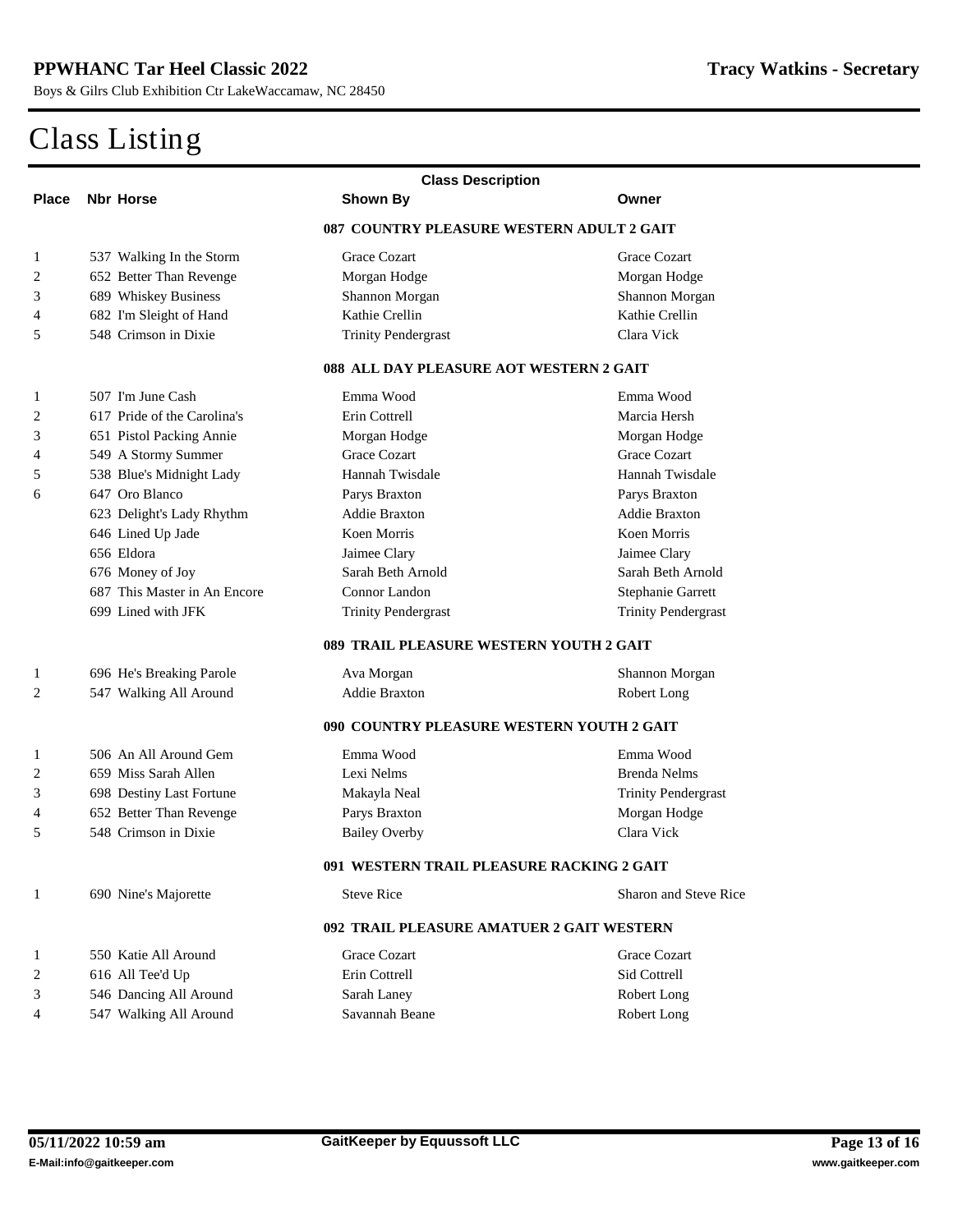# Class Listing

| Place | Nbr | Horse | Shown By | Owner |
|---|---|---|---|---|
| | | **087 COUNTRY PLEASURE WESTERN ADULT 2 GAIT** | | |
| 1 | 537 | Walking In the Storm | Grace Cozart | Grace Cozart |
| 2 | 652 | Better Than Revenge | Morgan Hodge | Morgan Hodge |
| 3 | 689 | Whiskey Business | Shannon Morgan | Shannon Morgan |
| 4 | 682 | I'm Sleight of Hand | Kathie Crellin | Kathie Crellin |
| 5 | 548 | Crimson in Dixie | Trinity Pendergrast | Clara Vick |
| | | **088 ALL DAY PLEASURE AOT WESTERN 2 GAIT** | | |
| 1 | 507 | I'm June Cash | Emma Wood | Emma Wood |
| 2 | 617 | Pride of the Carolina's | Erin Cottrell | Marcia Hersh |
| 3 | 651 | Pistol Packing Annie | Morgan Hodge | Morgan Hodge |
| 4 | 549 | A Stormy Summer | Grace Cozart | Grace Cozart |
| 5 | 538 | Blue's Midnight Lady | Hannah Twisdale | Hannah Twisdale |
| 6 | 647 | Oro Blanco | Parys Braxton | Parys Braxton |
| | 623 | Delight's Lady Rhythm | Addie Braxton | Addie Braxton |
| | 646 | Lined Up Jade | Koen Morris | Koen Morris |
| | 656 | Eldora | Jaimee Clary | Jaimee Clary |
| | 676 | Money of Joy | Sarah Beth Arnold | Sarah Beth Arnold |
| | 687 | This Master in An Encore | Connor Landon | Stephanie Garrett |
| | 699 | Lined with JFK | Trinity Pendergrast | Trinity Pendergrast |
| | | **089 TRAIL PLEASURE WESTERN YOUTH 2 GAIT** | | |
| 1 | 696 | He's Breaking Parole | Ava Morgan | Shannon Morgan |
| 2 | 547 | Walking All Around | Addie Braxton | Robert Long |
| | | **090 COUNTRY PLEASURE WESTERN YOUTH 2 GAIT** | | |
| 1 | 506 | An All Around Gem | Emma Wood | Emma Wood |
| 2 | 659 | Miss Sarah Allen | Lexi Nelms | Brenda Nelms |
| 3 | 698 | Destiny Last Fortune | Makayla Neal | Trinity Pendergrast |
| 4 | 652 | Better Than Revenge | Parys Braxton | Morgan Hodge |
| 5 | 548 | Crimson in Dixie | Bailey Overby | Clara Vick |
| | | **091 WESTERN TRAIL PLEASURE RACKING 2 GAIT** | | |
| 1 | 690 | Nine's Majorette | Steve Rice | Sharon and Steve Rice |
| | | **092 TRAIL PLEASURE AMATUER 2 GAIT WESTERN** | | |
| 1 | 550 | Katie All Around | Grace Cozart | Grace Cozart |
| 2 | 616 | All Tee'd Up | Erin Cottrell | Sid Cottrell |
| 3 | 546 | Dancing All Around | Sarah Laney | Robert Long |
| 4 | 547 | Walking All Around | Savannah Beane | Robert Long |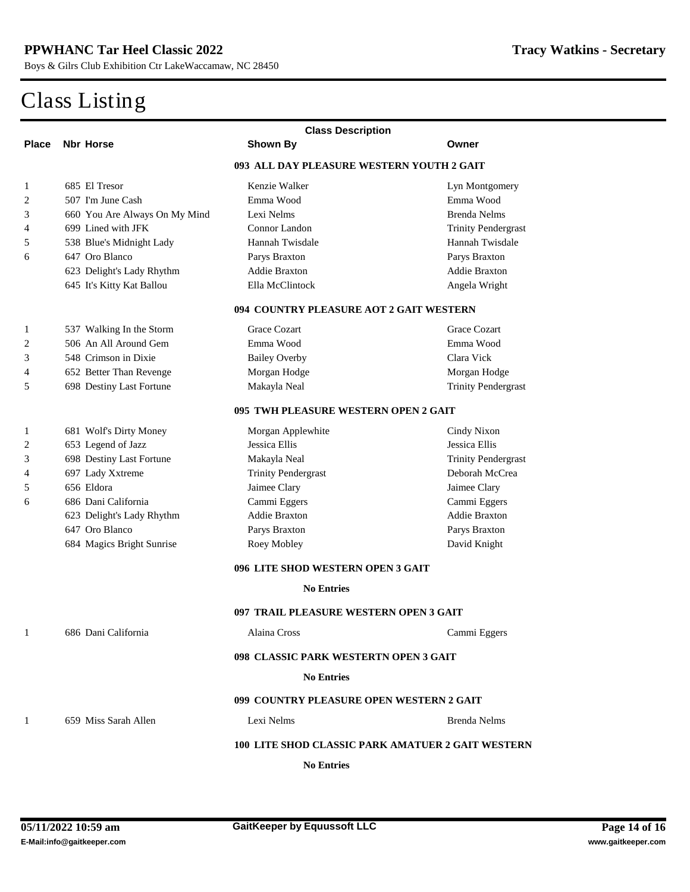# Class Listing

| Place | Nbr Horse | Shown By | Owner |
|---|---|---|---|
| | | **093 ALL DAY PLEASURE WESTERN YOUTH 2 GAIT** | |
| 1 | 685 El Tresor | Kenzie Walker | Lyn Montgomery |
| 2 | 507 I'm June Cash | Emma Wood | Emma Wood |
| 3 | 660 You Are Always On My Mind | Lexi Nelms | Brenda Nelms |
| 4 | 699 Lined with JFK | Connor Landon | Trinity Pendergrast |
| 5 | 538 Blue's Midnight Lady | Hannah Twisdale | Hannah Twisdale |
| 6 | 647 Oro Blanco | Parys Braxton | Parys Braxton |
| | 623 Delight's Lady Rhythm | Addie Braxton | Addie Braxton |
| | 645 It's Kitty Kat Ballou | Ella McClintock | Angela Wright |
| | | **094 COUNTRY PLEASURE AOT 2 GAIT WESTERN** | |
| 1 | 537 Walking In the Storm | Grace Cozart | Grace Cozart |
| 2 | 506 An All Around Gem | Emma Wood | Emma Wood |
| 3 | 548 Crimson in Dixie | Bailey Overby | Clara Vick |
| 4 | 652 Better Than Revenge | Morgan Hodge | Morgan Hodge |
| 5 | 698 Destiny Last Fortune | Makayla Neal | Trinity Pendergrast |
| | | **095 TWH PLEASURE WESTERN OPEN 2 GAIT** | |
| 1 | 681 Wolf's Dirty Money | Morgan Applewhite | Cindy Nixon |
| 2 | 653 Legend of Jazz | Jessica Ellis | Jessica Ellis |
| 3 | 698 Destiny Last Fortune | Makayla Neal | Trinity Pendergrast |
| 4 | 697 Lady Xxtreme | Trinity Pendergrast | Deborah McCrea |
| 5 | 656 Eldora | Jaimee Clary | Jaimee Clary |
| 6 | 686 Dani California | Cammi Eggers | Cammi Eggers |
| | 623 Delight's Lady Rhythm | Addie Braxton | Addie Braxton |
| | 647 Oro Blanco | Parys Braxton | Parys Braxton |
| | 684 Magics Bright Sunrise | Roey Mobley | David Knight |
| | | **096 LITE SHOD WESTERN OPEN 3 GAIT** | |
| | | **No Entries** | |
| | | **097 TRAIL PLEASURE WESTERN OPEN 3 GAIT** | |
| 1 | 686 Dani California | Alaina Cross | Cammi Eggers |
| | | **098 CLASSIC PARK WESTERTN OPEN 3 GAIT** | |
| | | **No Entries** | |
| | | **099 COUNTRY PLEASURE OPEN WESTERN 2 GAIT** | |
| 1 | 659 Miss Sarah Allen | Lexi Nelms | Brenda Nelms |
| | | **100 LITE SHOD CLASSIC PARK AMATUER 2 GAIT WESTERN** | |
| | | **No Entries** | |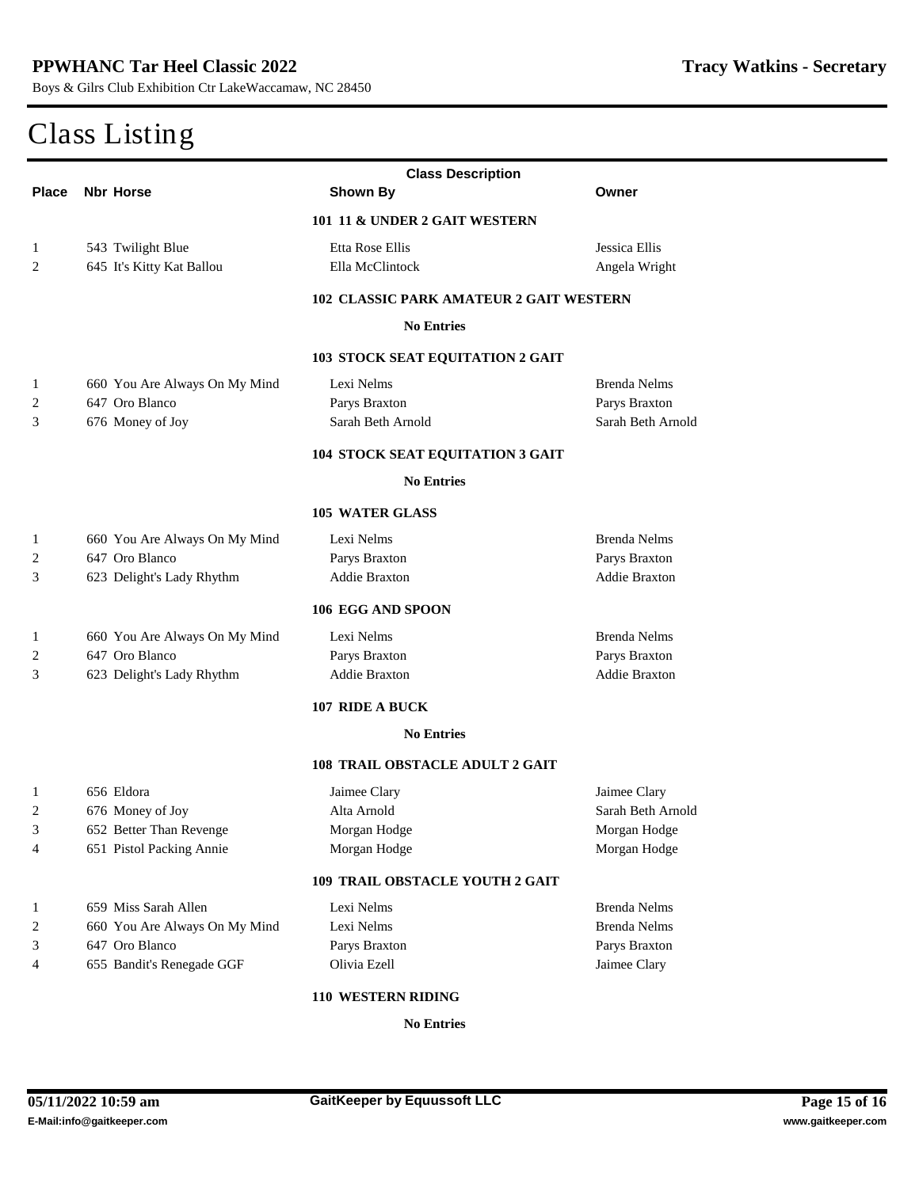# Class Listing

| Place | Nbr | Horse | Shown By | Owner |
|---|---|---|---|---|
| | | | **101 11 & UNDER 2 GAIT WESTERN** | |
| 1 | 543 | Twilight Blue | Etta Rose Ellis | Jessica Ellis |
| 2 | 645 | It's Kitty Kat Ballou | Ella McClintock | Angela Wright |
| | | | **102 CLASSIC PARK AMATEUR 2 GAIT WESTERN** | |
| | | | **No Entries** | |
| | | | **103 STOCK SEAT EQUITATION 2 GAIT** | |
| 1 | 660 | You Are Always On My Mind | Lexi Nelms | Brenda Nelms |
| 2 | 647 | Oro Blanco | Parys Braxton | Parys Braxton |
| 3 | 676 | Money of Joy | Sarah Beth Arnold | Sarah Beth Arnold |
| | | | **104 STOCK SEAT EQUITATION 3 GAIT** | |
| | | | **No Entries** | |
| | | | **105 WATER GLASS** | |
| 1 | 660 | You Are Always On My Mind | Lexi Nelms | Brenda Nelms |
| 2 | 647 | Oro Blanco | Parys Braxton | Parys Braxton |
| 3 | 623 | Delight's Lady Rhythm | Addie Braxton | Addie Braxton |
| | | | **106 EGG AND SPOON** | |
| 1 | 660 | You Are Always On My Mind | Lexi Nelms | Brenda Nelms |
| 2 | 647 | Oro Blanco | Parys Braxton | Parys Braxton |
| 3 | 623 | Delight's Lady Rhythm | Addie Braxton | Addie Braxton |
| | | | **107 RIDE A BUCK** | |
| | | | **No Entries** | |
| | | | **108 TRAIL OBSTACLE ADULT 2 GAIT** | |
| 1 | 656 | Eldora | Jaimee Clary | Jaimee Clary |
| 2 | 676 | Money of Joy | Alta Arnold | Sarah Beth Arnold |
| 3 | 652 | Better Than Revenge | Morgan Hodge | Morgan Hodge |
| 4 | 651 | Pistol Packing Annie | Morgan Hodge | Morgan Hodge |
| | | | **109 TRAIL OBSTACLE YOUTH 2 GAIT** | |
| 1 | 659 | Miss Sarah Allen | Lexi Nelms | Brenda Nelms |
| 2 | 660 | You Are Always On My Mind | Lexi Nelms | Brenda Nelms |
| 3 | 647 | Oro Blanco | Parys Braxton | Parys Braxton |
| 4 | 655 | Bandit's Renegade GGF | Olivia Ezell | Jaimee Clary |
| | | | **110 WESTERN RIDING** | |
| | | | **No Entries** | |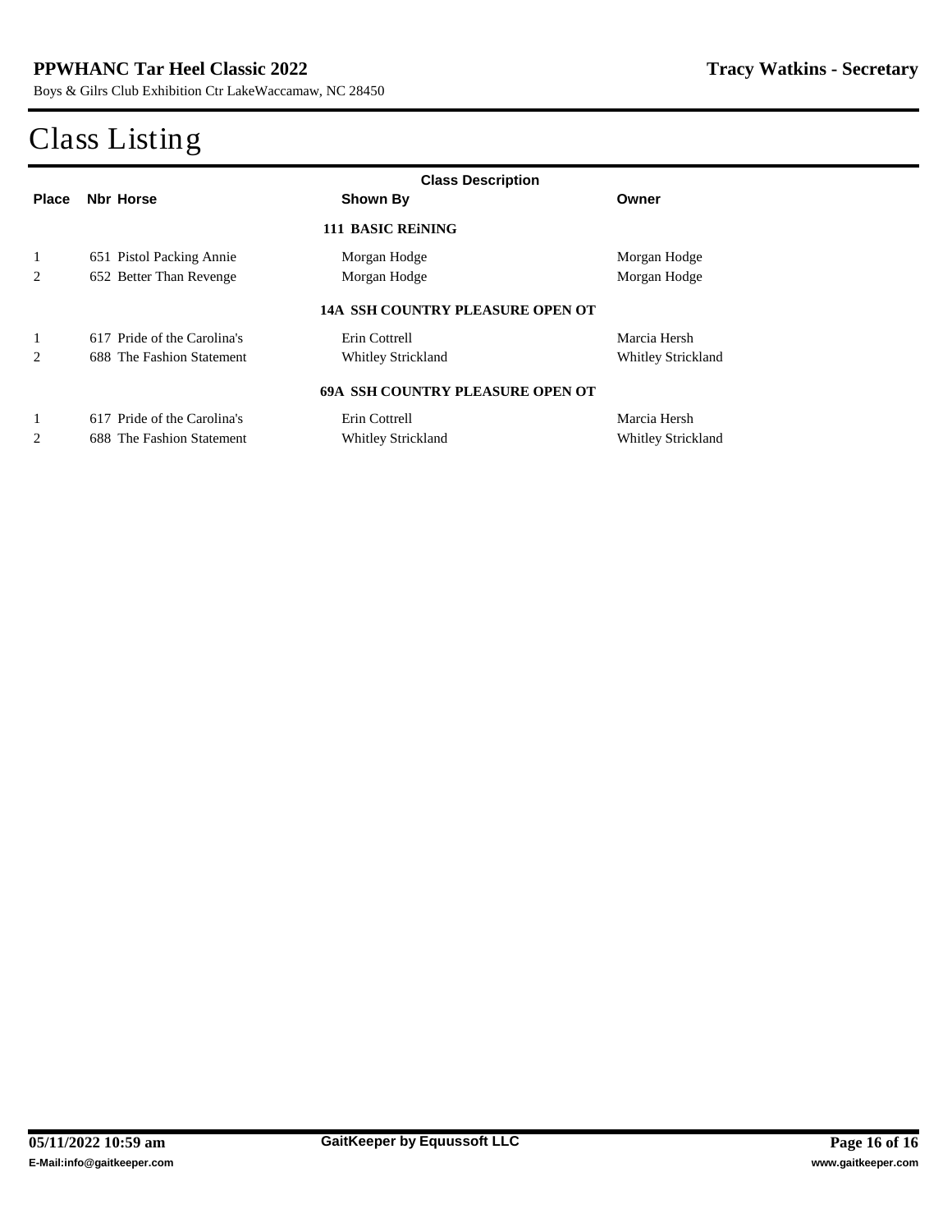# Class Listing

| Place | Nbr | Horse | Shown By | Owner |
|---|---|---|---|---|
| | | **111 BASIC REiNING** | | |
| 1 | 651 | Pistol Packing Annie | Morgan Hodge | Morgan Hodge |
| 2 | 652 | Better Than Revenge | Morgan Hodge | Morgan Hodge |
| | | **14A SSH COUNTRY PLEASURE OPEN OT** | | |
| 1 | 617 | Pride of the Carolina's | Erin Cottrell | Marcia Hersh |
| 2 | 688 | The Fashion Statement | Whitley Strickland | Whitley Strickland |
| | | **69A SSH COUNTRY PLEASURE OPEN OT** | | |
| 1 | 617 | Pride of the Carolina's | Erin Cottrell | Marcia Hersh |
| 2 | 688 | The Fashion Statement | Whitley Strickland | Whitley Strickland |